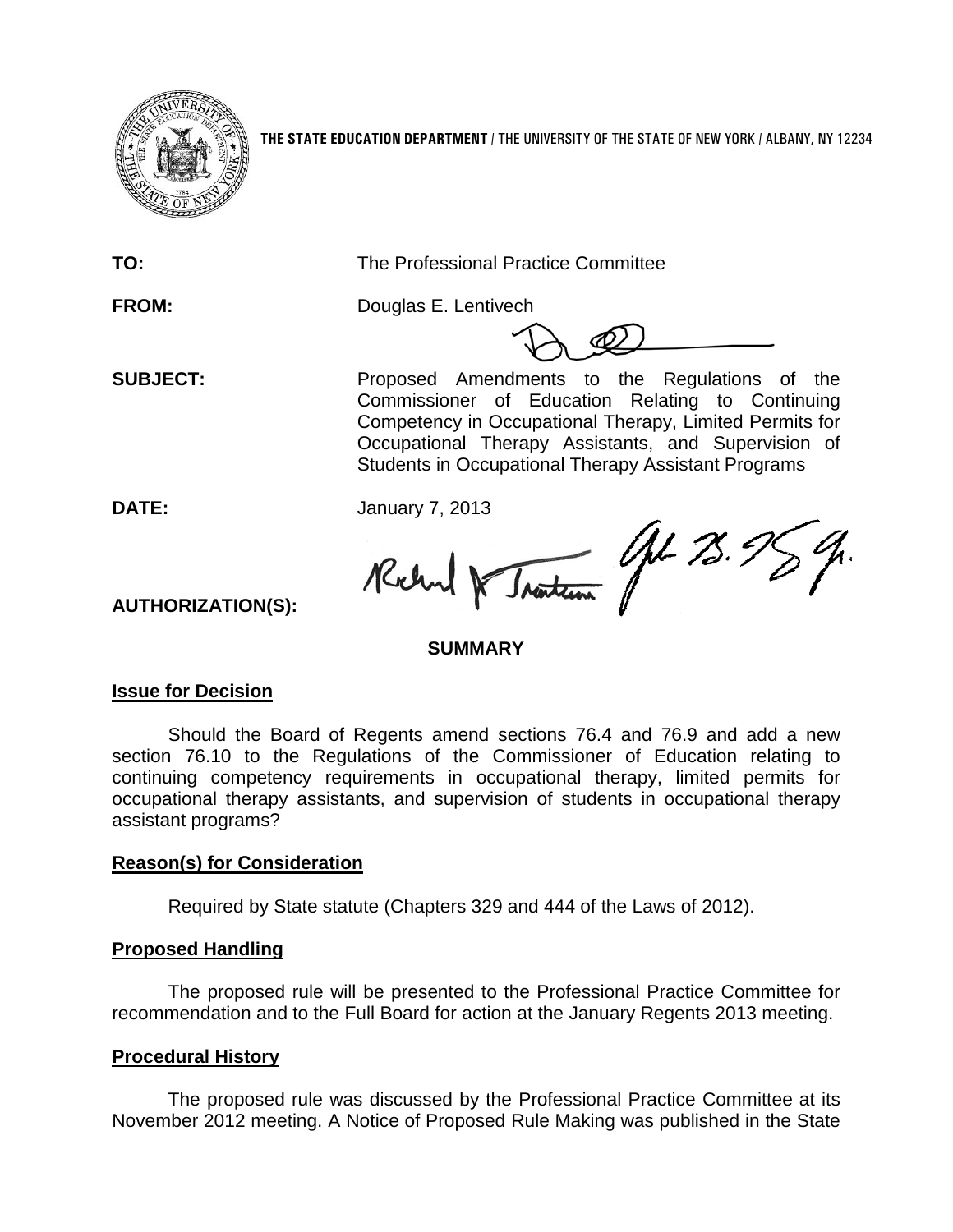**THE STATE EDUCATION DEPARTMENT** / THE UNIVERSITY OF THE STATE OF NEW YORK / ALBANY, NY 12234

**TO:** The Professional Practice Committee

**FROM:** Douglas E. Lentivech

**SUBJECT:** Proposed Amendments to the Regulations of the Commissioner of Education Relating to Continuing Competency in Occupational Therapy, Limited Permits for Occupational Therapy Assistants, and Supervision of Students in Occupational Therapy Assistant Programs

**DATE:** January 7, 2013

**AUTHORIZATION(S):**

## SUMMARY

### Issue for Decision

Should the Board of Regents amend sections 76.4 and 76.9 and add a new section 76.10 to the Regulations of the Commissioner of Education relating to continuing competency requirements in occupational therapy, limited permits for occupational therapy assistants, and supervision of students in occupational therapy assistant programs?

### Reason(s) for Consideration

Required by State statute (Chapters 329 and 444 of the Laws of 2012).

### Proposed Handling

The proposed rule will be presented to the Professional Practice Committee for recommendation and to the Full Board for action at the January Regents 2013 meeting.

### Procedural History

The proposed rule was discussed by the Professional Practice Committee at its November 2012 meeting. A Notice of Proposed Rule Making was published in the State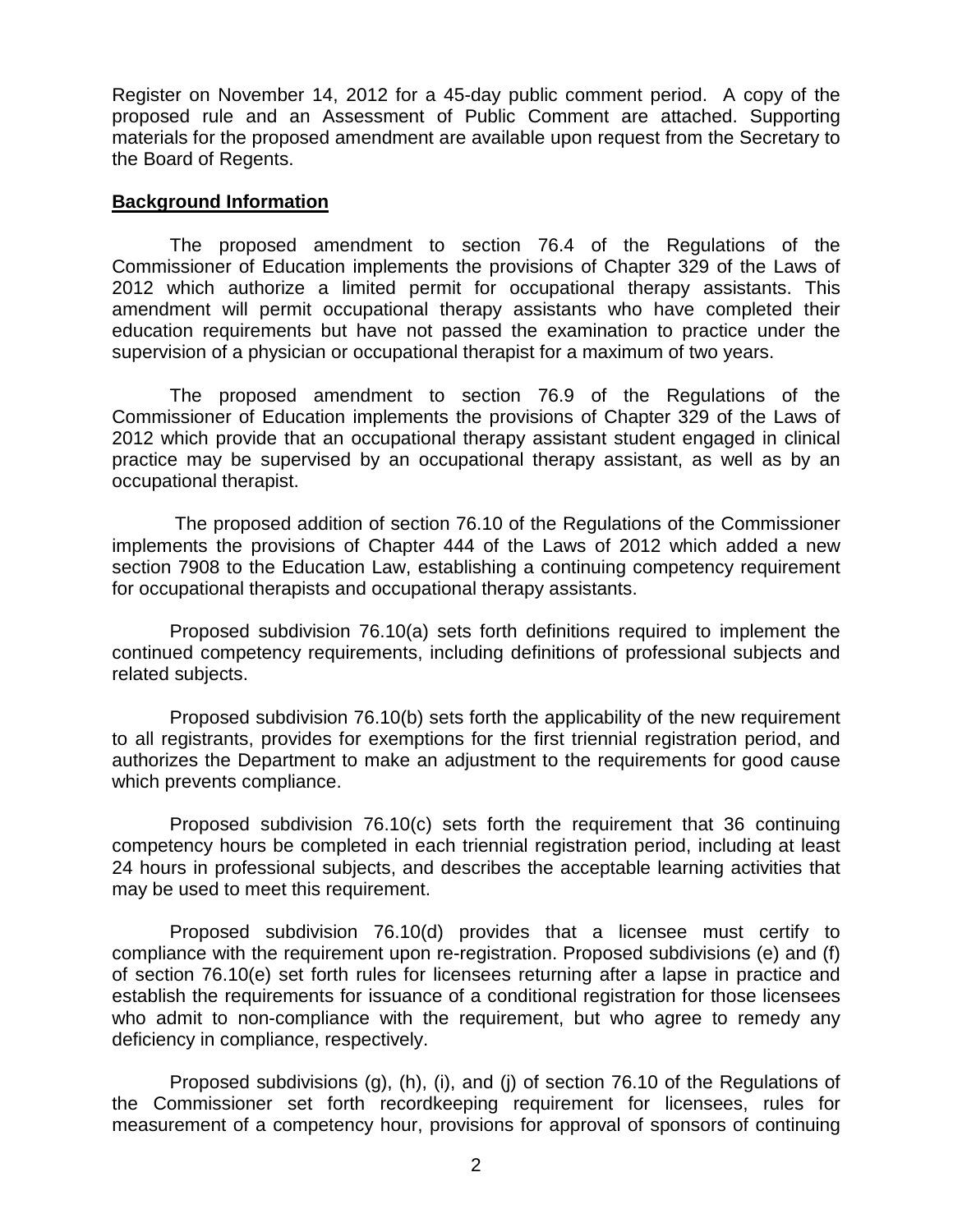Register on November 14, 2012 for a 45-day public comment period. A copy of the proposed rule and an Assessment of Public Comment are attached. Supporting materials for the proposed amendment are available upon request from the Secretary to the Board of Regents.

## Background Information

The proposed amendment to section 76.4 of the Regulations of the Commissioner of Education implements the provisions of Chapter 329 of the Laws of 2012 which authorize a limited permit for occupational therapy assistants. This amendment will permit occupational therapy assistants who have completed their education requirements but have not passed the examination to practice under the supervision of a physician or occupational therapist for a maximum of two years.

The proposed amendment to section 76.9 of the Regulations of the Commissioner of Education implements the provisions of Chapter 329 of the Laws of 2012 which provide that an occupational therapy assistant student engaged in clinical practice may be supervised by an occupational therapy assistant, as well as by an occupational therapist.

The proposed addition of section 76.10 of the Regulations of the Commissioner implements the provisions of Chapter 444 of the Laws of 2012 which added a new section 7908 to the Education Law, establishing a continuing competency requirement for occupational therapists and occupational therapy assistants.

Proposed subdivision 76.10(a) sets forth definitions required to implement the continued competency requirements, including definitions of professional subjects and related subjects.

Proposed subdivision 76.10(b) sets forth the applicability of the new requirement to all registrants, provides for exemptions for the first triennial registration period, and authorizes the Department to make an adjustment to the requirements for good cause which prevents compliance.

Proposed subdivision 76.10(c) sets forth the requirement that 36 continuing competency hours be completed in each triennial registration period, including at least 24 hours in professional subjects, and describes the acceptable learning activities that may be used to meet this requirement.

Proposed subdivision 76.10(d) provides that a licensee must certify to compliance with the requirement upon re-registration. Proposed subdivisions (e) and (f) of section 76.10(e) set forth rules for licensees returning after a lapse in practice and establish the requirements for issuance of a conditional registration for those licensees who admit to non-compliance with the requirement, but who agree to remedy any deficiency in compliance, respectively.

Proposed subdivisions (g), (h), (i), and (j) of section 76.10 of the Regulations of the Commissioner set forth recordkeeping requirement for licensees, rules for measurement of a competency hour, provisions for approval of sponsors of continuing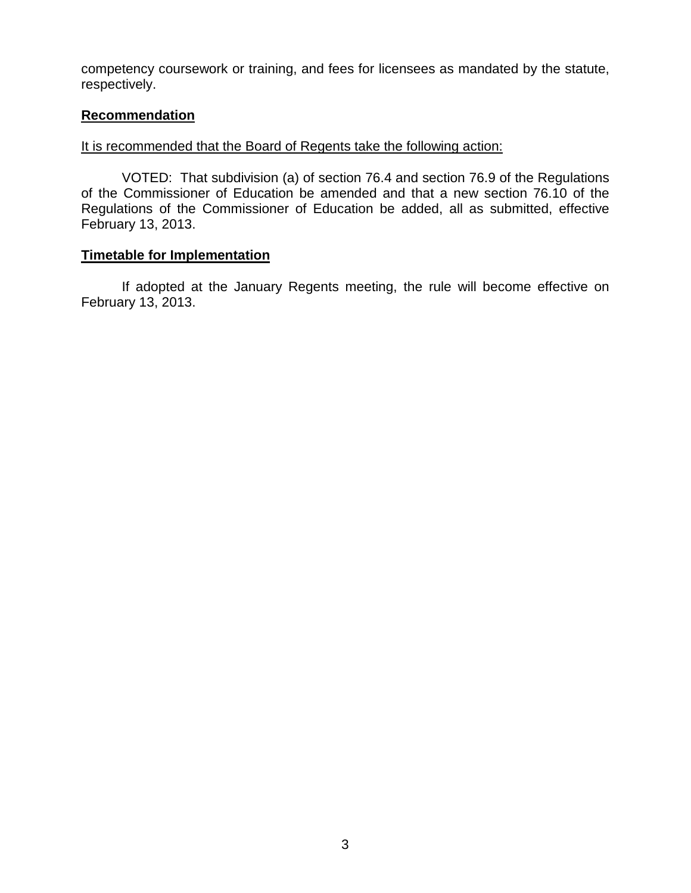competency coursework or training, and fees for licensees as mandated by the statute, respectively.

## Recommendation

It is recommended that the Board of Regents take the following action:

VOTED: That subdivision (a) of section 76.4 and section 76.9 of the Regulations of the Commissioner of Education be amended and that a new section 76.10 of the Regulations of the Commissioner of Education be added, all as submitted, effective February 13, 2013.

## Timetable for Implementation

If adopted at the January Regents meeting, the rule will become effective on February 13, 2013.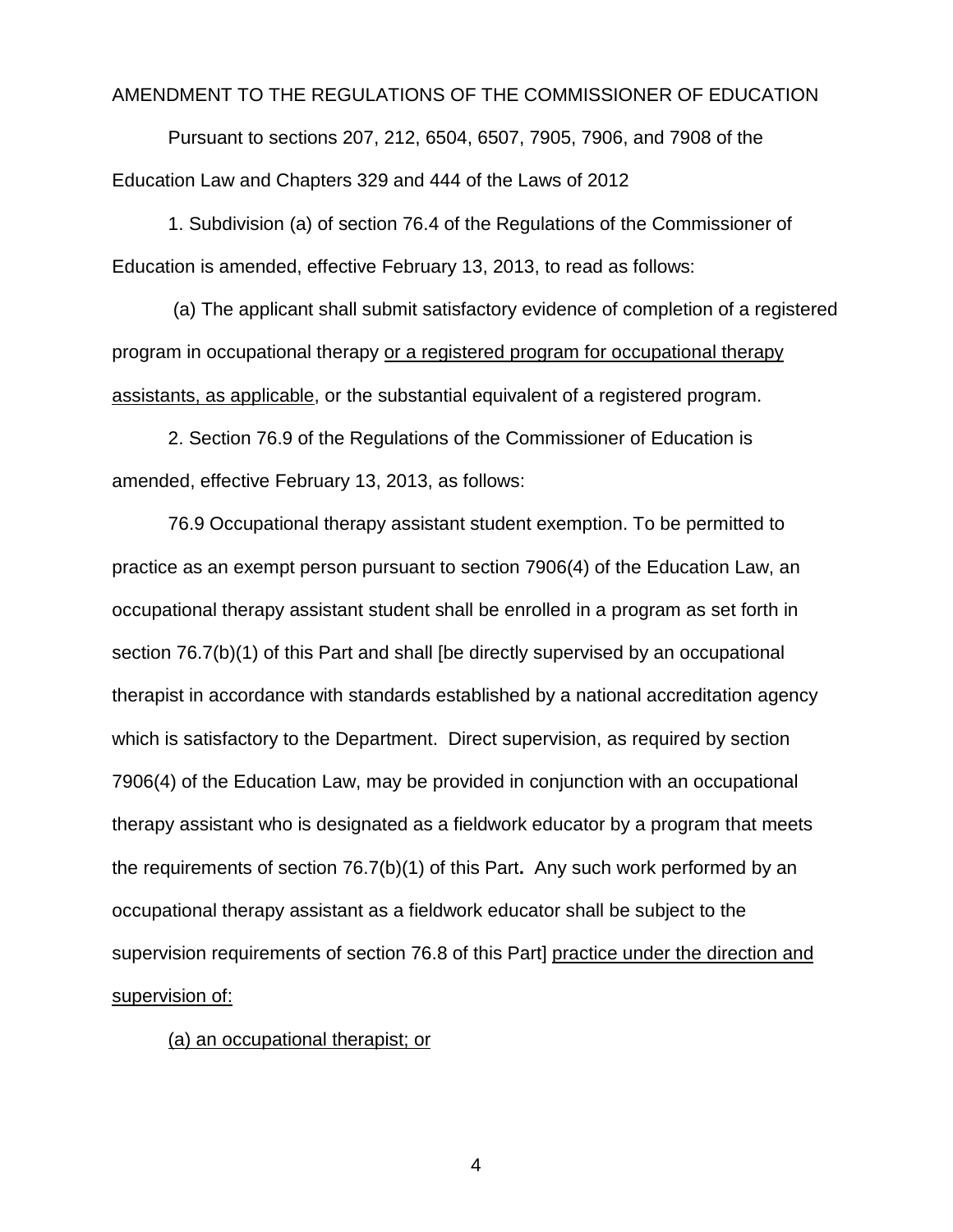AMENDMENT TO THE REGULATIONS OF THE COMMISSIONER OF EDUCATION

Pursuant to sections 207, 212, 6504, 6507, 7905, 7906, and 7908 of the Education Law and Chapters 329 and 444 of the Laws of 2012

1. Subdivision (a) of section 76.4 of the Regulations of the Commissioner of Education is amended, effective February 13, 2013, to read as follows:

(a) The applicant shall submit satisfactory evidence of completion of a registered program in occupational therapy <u>or a registered program for occupational therapy assistants, as applicable</u>, or the substantial equivalent of a registered program.

2. Section 76.9 of the Regulations of the Commissioner of Education is amended, effective February 13, 2013, as follows:

76.9 Occupational therapy assistant student exemption. To be permitted to practice as an exempt person pursuant to section 7906(4) of the Education Law, an occupational therapy assistant student shall be enrolled in a program as set forth in section 76.7(b)(1) of this Part and shall [be directly supervised by an occupational therapist in accordance with standards established by a national accreditation agency which is satisfactory to the Department. Direct supervision, as required by section 7906(4) of the Education Law, may be provided in conjunction with an occupational therapy assistant who is designated as a fieldwork educator by a program that meets the requirements of section 76.7(b)(1) of this Part**.** Any such work performed by an occupational therapy assistant as a fieldwork educator shall be subject to the supervision requirements of section 76.8 of this Part] <u>practice under the direction and supervision of:</u>

<u>(a) an occupational therapist; or</u>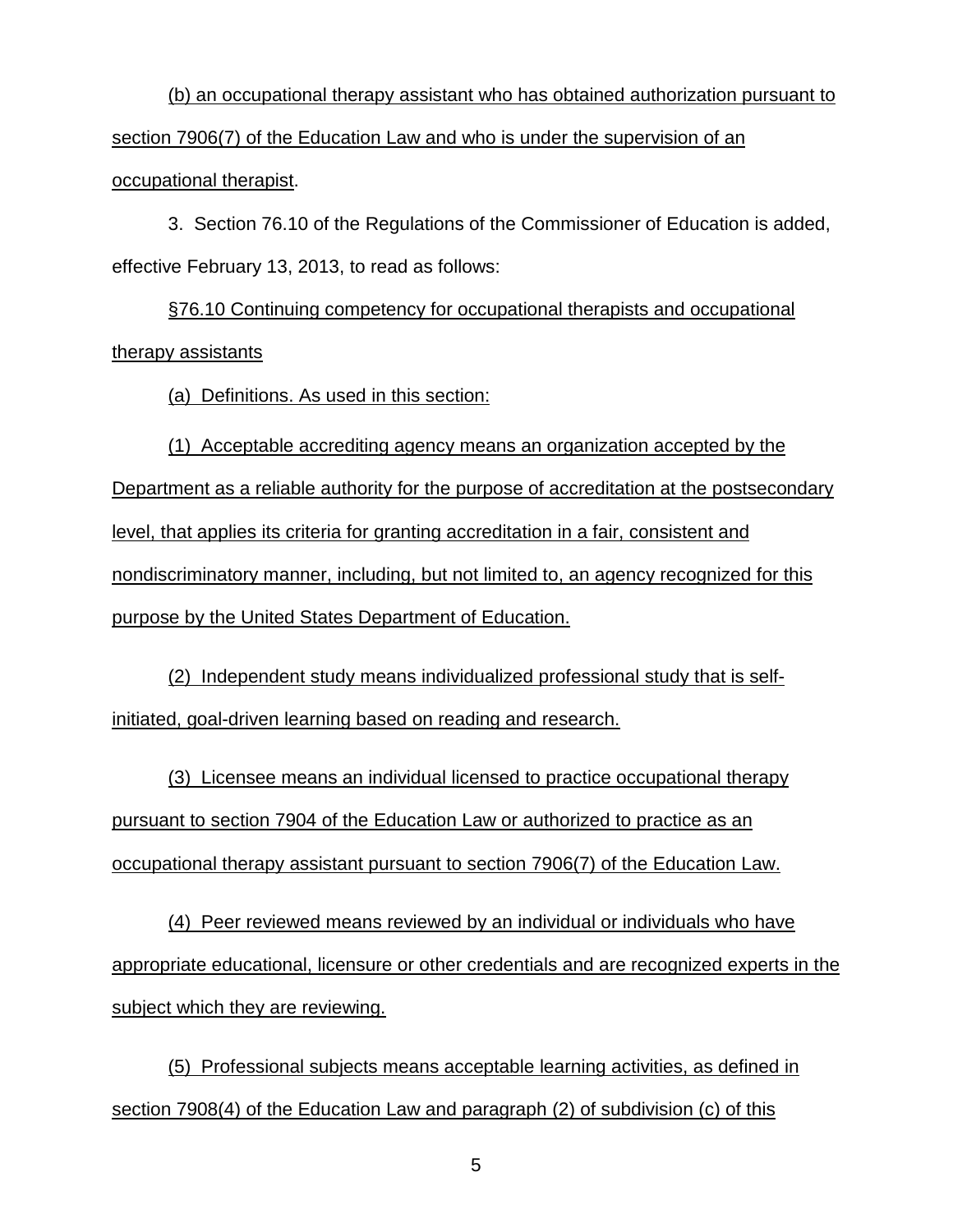(b) an occupational therapy assistant who has obtained authorization pursuant to section 7906(7) of the Education Law and who is under the supervision of an occupational therapist.

3. Section 76.10 of the Regulations of the Commissioner of Education is added, effective February 13, 2013, to read as follows:

§76.10 Continuing competency for occupational therapists and occupational therapy assistants

(a) Definitions. As used in this section:

(1) Acceptable accrediting agency means an organization accepted by the Department as a reliable authority for the purpose of accreditation at the postsecondary level, that applies its criteria for granting accreditation in a fair, consistent and nondiscriminatory manner, including, but not limited to, an agency recognized for this purpose by the United States Department of Education.

(2) Independent study means individualized professional study that is self-initiated, goal-driven learning based on reading and research.

(3) Licensee means an individual licensed to practice occupational therapy pursuant to section 7904 of the Education Law or authorized to practice as an occupational therapy assistant pursuant to section 7906(7) of the Education Law.

(4) Peer reviewed means reviewed by an individual or individuals who have appropriate educational, licensure or other credentials and are recognized experts in the subject which they are reviewing.

(5) Professional subjects means acceptable learning activities, as defined in section 7908(4) of the Education Law and paragraph (2) of subdivision (c) of this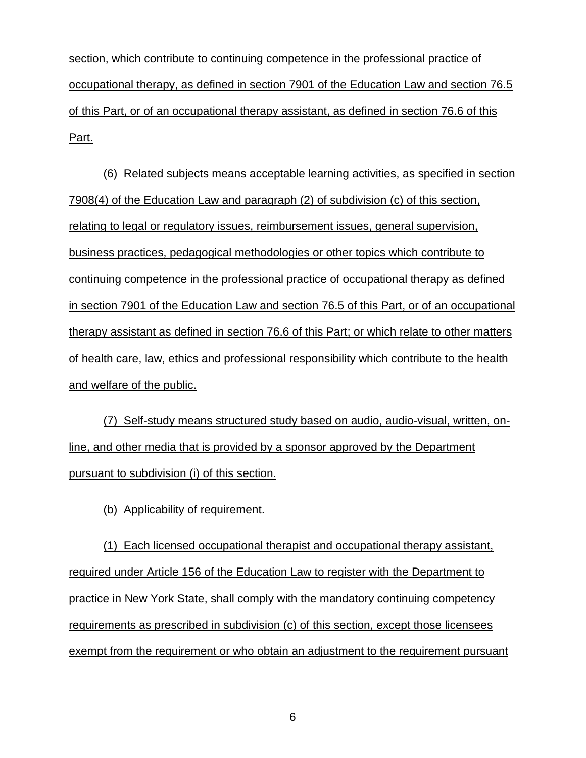section, which contribute to continuing competence in the professional practice of occupational therapy, as defined in section 7901 of the Education Law and section 76.5 of this Part, or of an occupational therapy assistant, as defined in section 76.6 of this Part.

(6) Related subjects means acceptable learning activities, as specified in section 7908(4) of the Education Law and paragraph (2) of subdivision (c) of this section, relating to legal or regulatory issues, reimbursement issues, general supervision, business practices, pedagogical methodologies or other topics which contribute to continuing competence in the professional practice of occupational therapy as defined in section 7901 of the Education Law and section 76.5 of this Part, or of an occupational therapy assistant as defined in section 76.6 of this Part; or which relate to other matters of health care, law, ethics and professional responsibility which contribute to the health and welfare of the public.

(7) Self-study means structured study based on audio, audio-visual, written, on-line, and other media that is provided by a sponsor approved by the Department pursuant to subdivision (i) of this section.

(b) Applicability of requirement.

(1) Each licensed occupational therapist and occupational therapy assistant, required under Article 156 of the Education Law to register with the Department to practice in New York State, shall comply with the mandatory continuing competency requirements as prescribed in subdivision (c) of this section, except those licensees exempt from the requirement or who obtain an adjustment to the requirement pursuant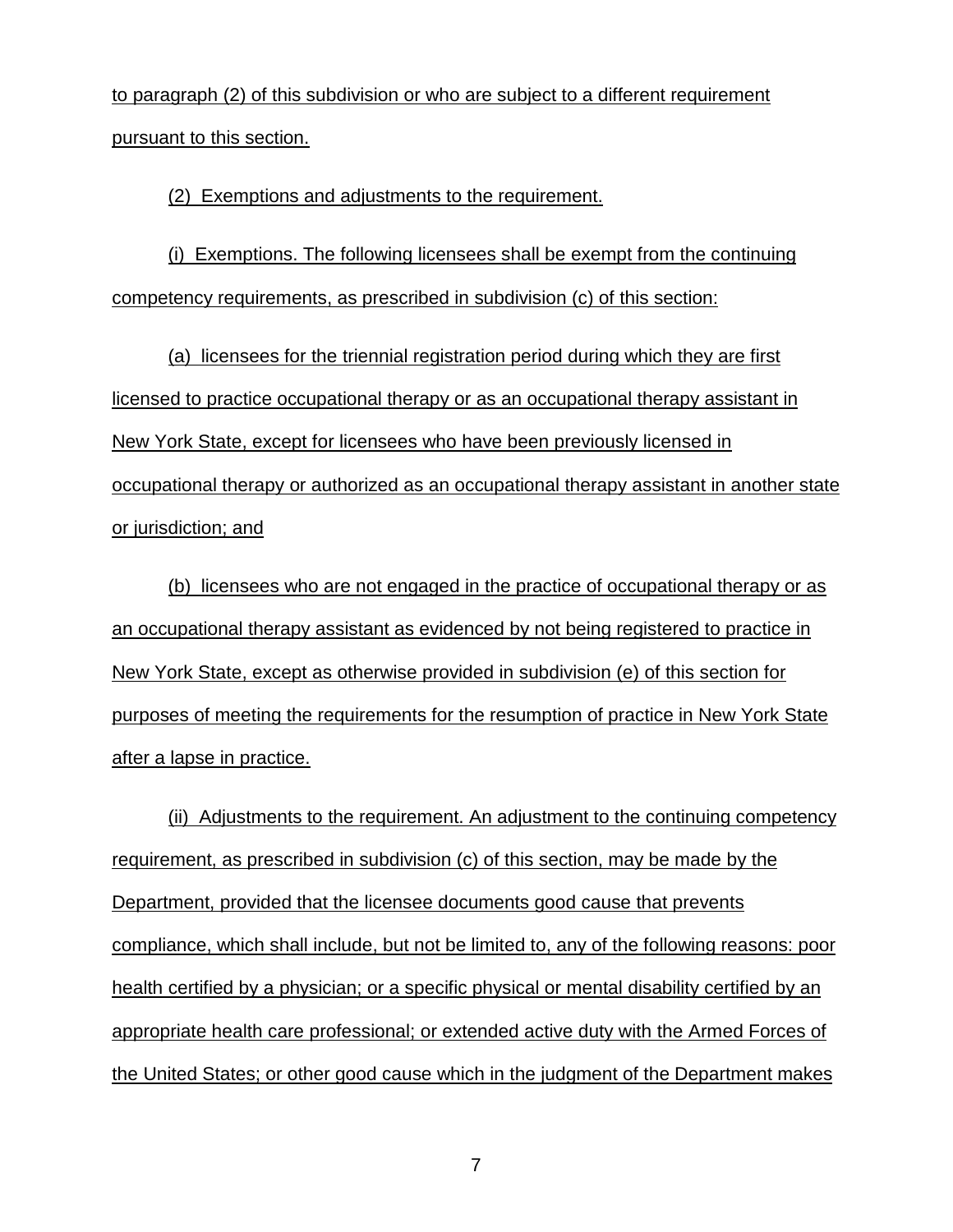to paragraph (2) of this subdivision or who are subject to a different requirement pursuant to this section.

(2) Exemptions and adjustments to the requirement.

(i) Exemptions. The following licensees shall be exempt from the continuing competency requirements, as prescribed in subdivision (c) of this section:

(a) licensees for the triennial registration period during which they are first licensed to practice occupational therapy or as an occupational therapy assistant in New York State, except for licensees who have been previously licensed in occupational therapy or authorized as an occupational therapy assistant in another state or jurisdiction; and

(b) licensees who are not engaged in the practice of occupational therapy or as an occupational therapy assistant as evidenced by not being registered to practice in New York State, except as otherwise provided in subdivision (e) of this section for purposes of meeting the requirements for the resumption of practice in New York State after a lapse in practice.

(ii) Adjustments to the requirement. An adjustment to the continuing competency requirement, as prescribed in subdivision (c) of this section, may be made by the Department, provided that the licensee documents good cause that prevents compliance, which shall include, but not be limited to, any of the following reasons: poor health certified by a physician; or a specific physical or mental disability certified by an appropriate health care professional; or extended active duty with the Armed Forces of the United States; or other good cause which in the judgment of the Department makes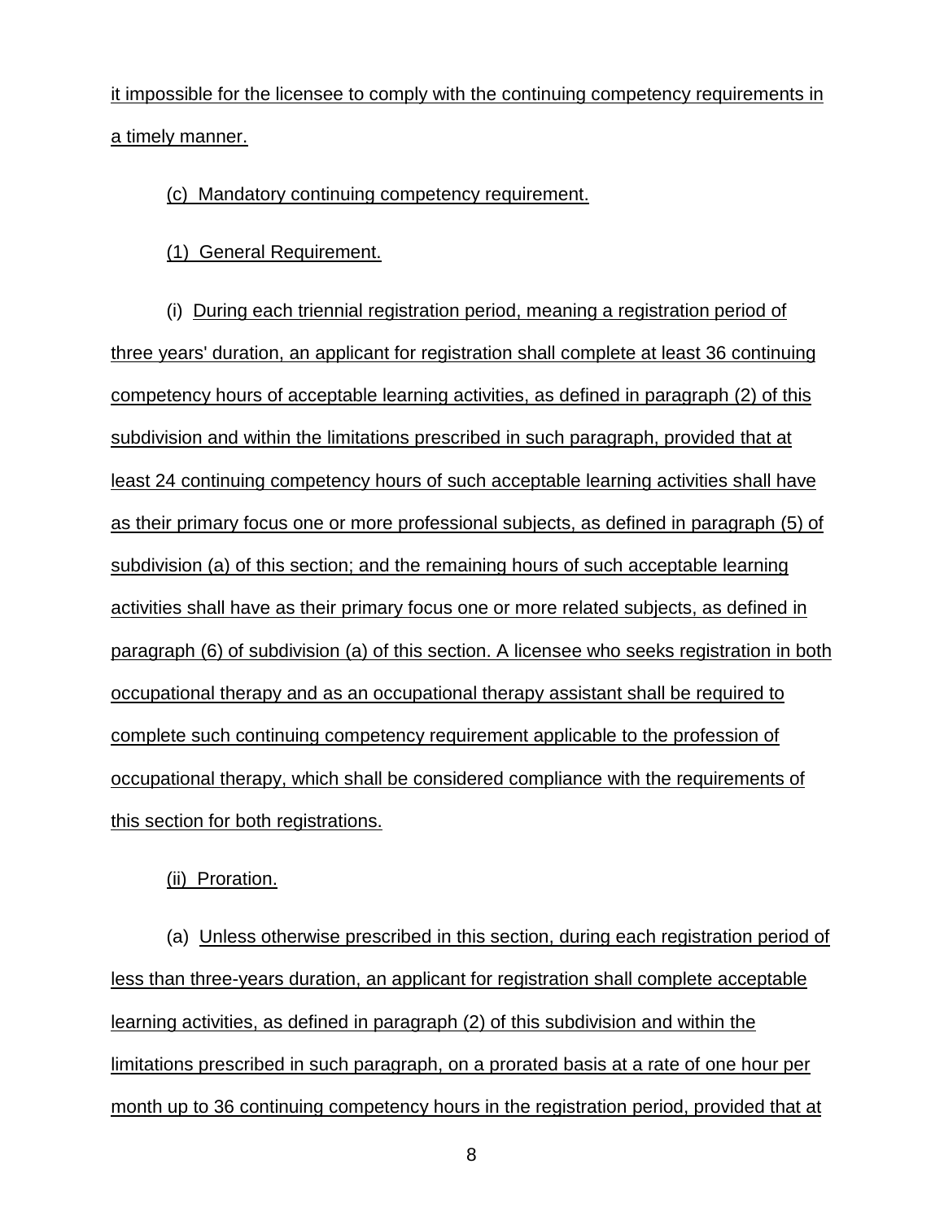it impossible for the licensee to comply with the continuing competency requirements in a timely manner.

(c) Mandatory continuing competency requirement.

(1) General Requirement.

(i) During each triennial registration period, meaning a registration period of three years' duration, an applicant for registration shall complete at least 36 continuing competency hours of acceptable learning activities, as defined in paragraph (2) of this subdivision and within the limitations prescribed in such paragraph, provided that at least 24 continuing competency hours of such acceptable learning activities shall have as their primary focus one or more professional subjects, as defined in paragraph (5) of subdivision (a) of this section; and the remaining hours of such acceptable learning activities shall have as their primary focus one or more related subjects, as defined in paragraph (6) of subdivision (a) of this section. A licensee who seeks registration in both occupational therapy and as an occupational therapy assistant shall be required to complete such continuing competency requirement applicable to the profession of occupational therapy, which shall be considered compliance with the requirements of this section for both registrations.

(ii) Proration.

(a) Unless otherwise prescribed in this section, during each registration period of less than three-years duration, an applicant for registration shall complete acceptable learning activities, as defined in paragraph (2) of this subdivision and within the limitations prescribed in such paragraph, on a prorated basis at a rate of one hour per month up to 36 continuing competency hours in the registration period, provided that at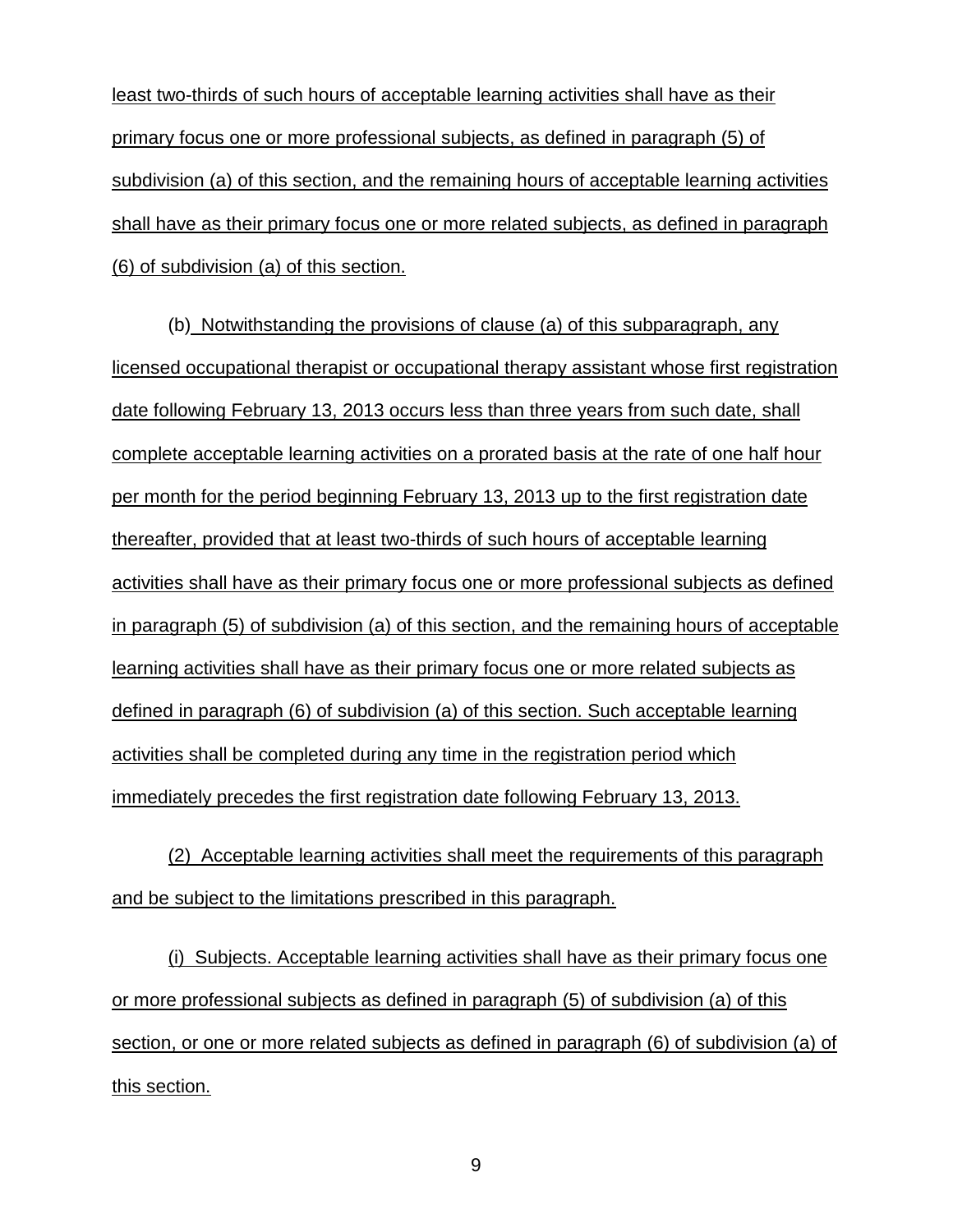least two-thirds of such hours of acceptable learning activities shall have as their primary focus one or more professional subjects, as defined in paragraph (5) of subdivision (a) of this section, and the remaining hours of acceptable learning activities shall have as their primary focus one or more related subjects, as defined in paragraph (6) of subdivision (a) of this section.

(b) Notwithstanding the provisions of clause (a) of this subparagraph, any licensed occupational therapist or occupational therapy assistant whose first registration date following February 13, 2013 occurs less than three years from such date, shall complete acceptable learning activities on a prorated basis at the rate of one half hour per month for the period beginning February 13, 2013 up to the first registration date thereafter, provided that at least two-thirds of such hours of acceptable learning activities shall have as their primary focus one or more professional subjects as defined in paragraph (5) of subdivision (a) of this section, and the remaining hours of acceptable learning activities shall have as their primary focus one or more related subjects as defined in paragraph (6) of subdivision (a) of this section. Such acceptable learning activities shall be completed during any time in the registration period which immediately precedes the first registration date following February 13, 2013.

(2) Acceptable learning activities shall meet the requirements of this paragraph and be subject to the limitations prescribed in this paragraph.

(i) Subjects. Acceptable learning activities shall have as their primary focus one or more professional subjects as defined in paragraph (5) of subdivision (a) of this section, or one or more related subjects as defined in paragraph (6) of subdivision (a) of this section.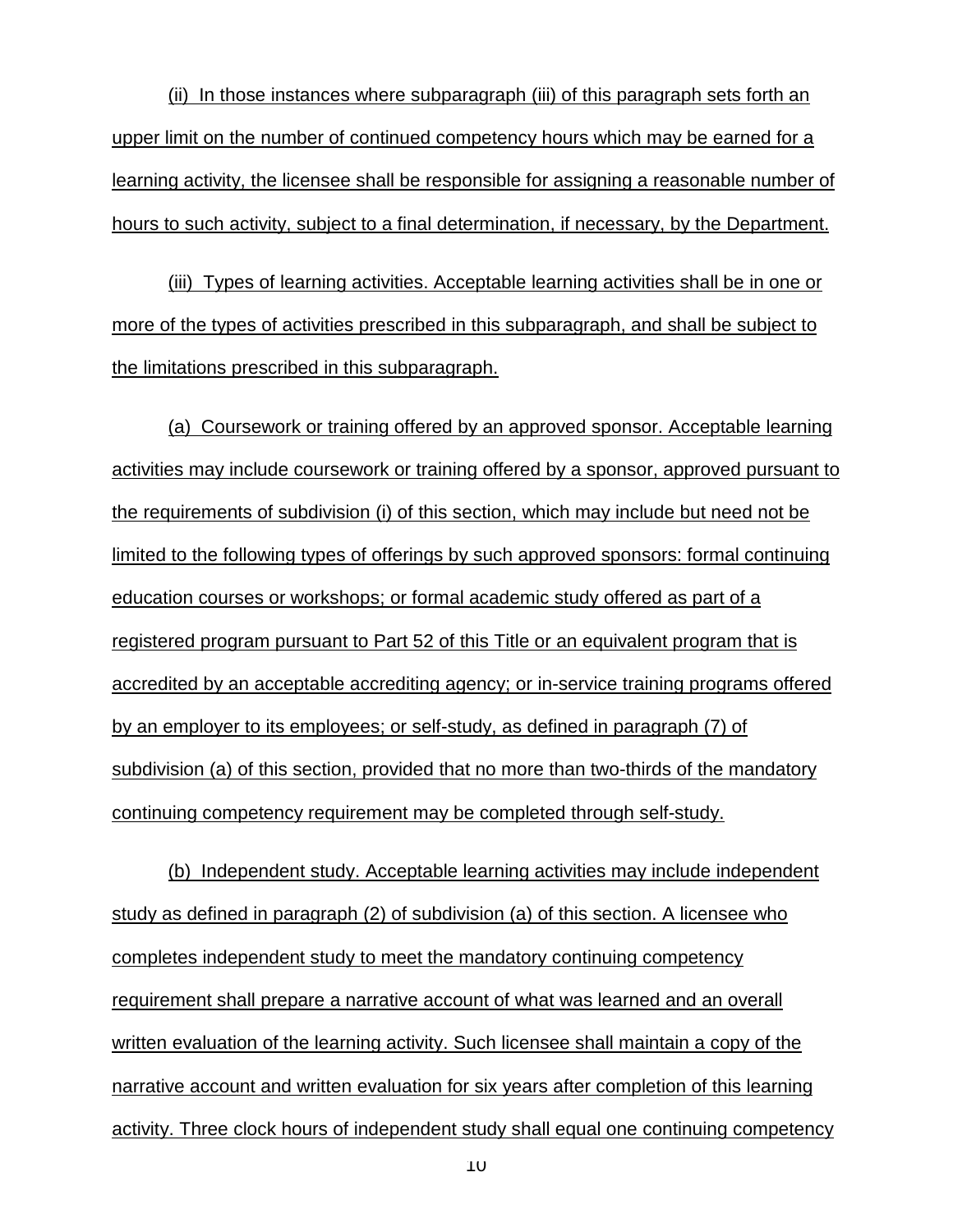(ii) In those instances where subparagraph (iii) of this paragraph sets forth an upper limit on the number of continued competency hours which may be earned for a learning activity, the licensee shall be responsible for assigning a reasonable number of hours to such activity, subject to a final determination, if necessary, by the Department.

(iii) Types of learning activities. Acceptable learning activities shall be in one or more of the types of activities prescribed in this subparagraph, and shall be subject to the limitations prescribed in this subparagraph.

(a) Coursework or training offered by an approved sponsor. Acceptable learning activities may include coursework or training offered by a sponsor, approved pursuant to the requirements of subdivision (i) of this section, which may include but need not be limited to the following types of offerings by such approved sponsors: formal continuing education courses or workshops; or formal academic study offered as part of a registered program pursuant to Part 52 of this Title or an equivalent program that is accredited by an acceptable accrediting agency; or in-service training programs offered by an employer to its employees; or self-study, as defined in paragraph (7) of subdivision (a) of this section, provided that no more than two-thirds of the mandatory continuing competency requirement may be completed through self-study.

(b) Independent study. Acceptable learning activities may include independent study as defined in paragraph (2) of subdivision (a) of this section. A licensee who completes independent study to meet the mandatory continuing competency requirement shall prepare a narrative account of what was learned and an overall written evaluation of the learning activity. Such licensee shall maintain a copy of the narrative account and written evaluation for six years after completion of this learning activity. Three clock hours of independent study shall equal one continuing competency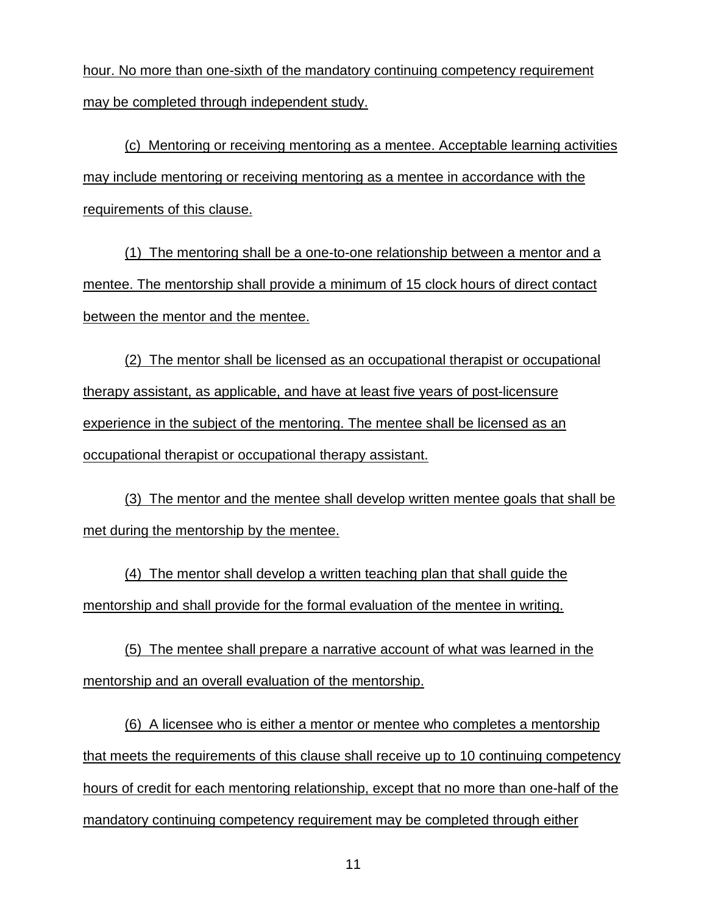hour. No more than one-sixth of the mandatory continuing competency requirement may be completed through independent study.

(c) Mentoring or receiving mentoring as a mentee. Acceptable learning activities may include mentoring or receiving mentoring as a mentee in accordance with the requirements of this clause.

(1) The mentoring shall be a one-to-one relationship between a mentor and a mentee. The mentorship shall provide a minimum of 15 clock hours of direct contact between the mentor and the mentee.

(2) The mentor shall be licensed as an occupational therapist or occupational therapy assistant, as applicable, and have at least five years of post-licensure experience in the subject of the mentoring. The mentee shall be licensed as an occupational therapist or occupational therapy assistant.

(3) The mentor and the mentee shall develop written mentee goals that shall be met during the mentorship by the mentee.

(4) The mentor shall develop a written teaching plan that shall guide the mentorship and shall provide for the formal evaluation of the mentee in writing.

(5) The mentee shall prepare a narrative account of what was learned in the mentorship and an overall evaluation of the mentorship.

(6) A licensee who is either a mentor or mentee who completes a mentorship that meets the requirements of this clause shall receive up to 10 continuing competency hours of credit for each mentoring relationship, except that no more than one-half of the mandatory continuing competency requirement may be completed through either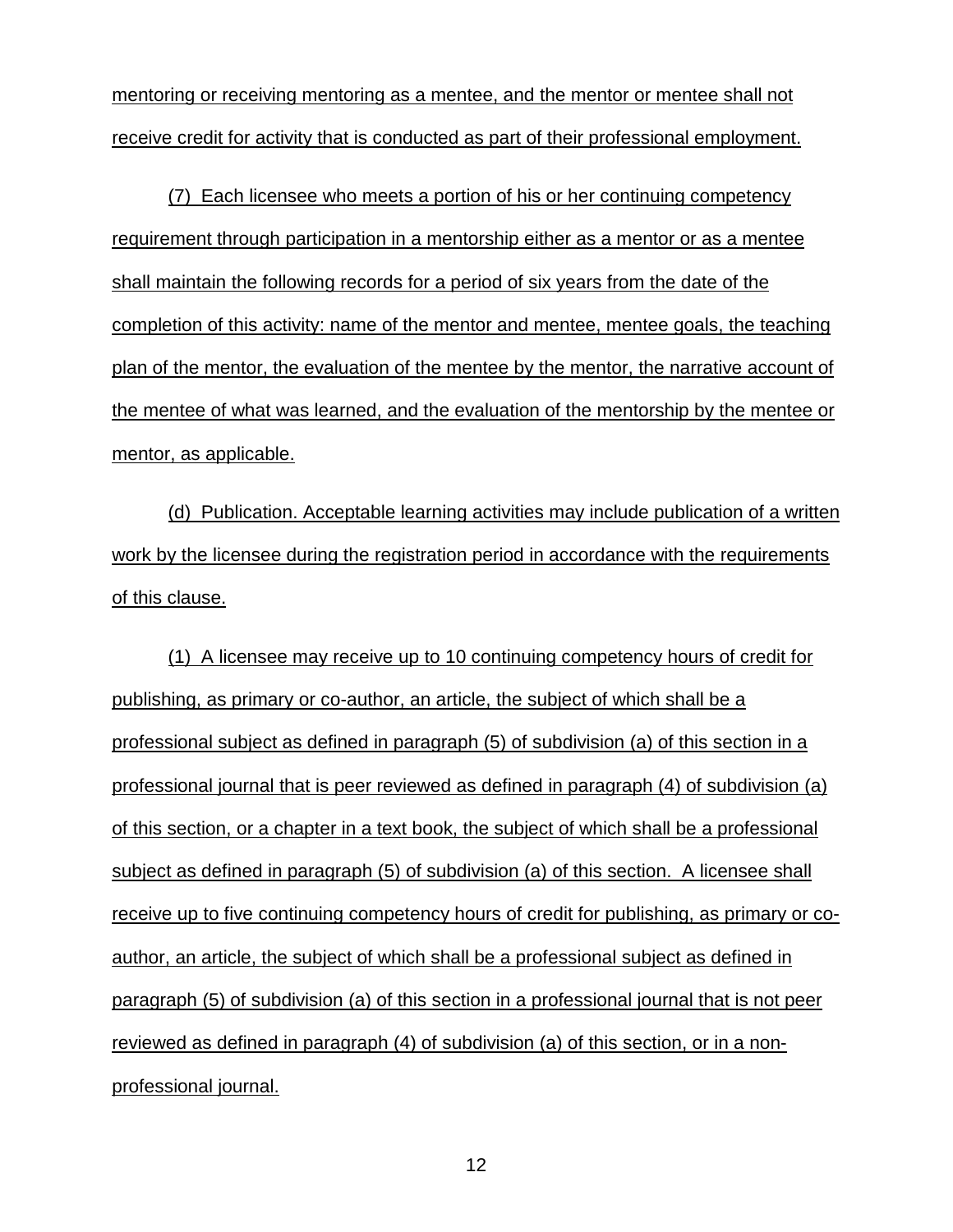mentoring or receiving mentoring as a mentee, and the mentor or mentee shall not receive credit for activity that is conducted as part of their professional employment.

(7) Each licensee who meets a portion of his or her continuing competency requirement through participation in a mentorship either as a mentor or as a mentee shall maintain the following records for a period of six years from the date of the completion of this activity: name of the mentor and mentee, mentee goals, the teaching plan of the mentor, the evaluation of the mentee by the mentor, the narrative account of the mentee of what was learned, and the evaluation of the mentorship by the mentee or mentor, as applicable.

(d) Publication. Acceptable learning activities may include publication of a written work by the licensee during the registration period in accordance with the requirements of this clause.

(1) A licensee may receive up to 10 continuing competency hours of credit for publishing, as primary or co-author, an article, the subject of which shall be a professional subject as defined in paragraph (5) of subdivision (a) of this section in a professional journal that is peer reviewed as defined in paragraph (4) of subdivision (a) of this section, or a chapter in a text book, the subject of which shall be a professional subject as defined in paragraph (5) of subdivision (a) of this section. A licensee shall receive up to five continuing competency hours of credit for publishing, as primary or co-author, an article, the subject of which shall be a professional subject as defined in paragraph (5) of subdivision (a) of this section in a professional journal that is not peer reviewed as defined in paragraph (4) of subdivision (a) of this section, or in a non-professional journal.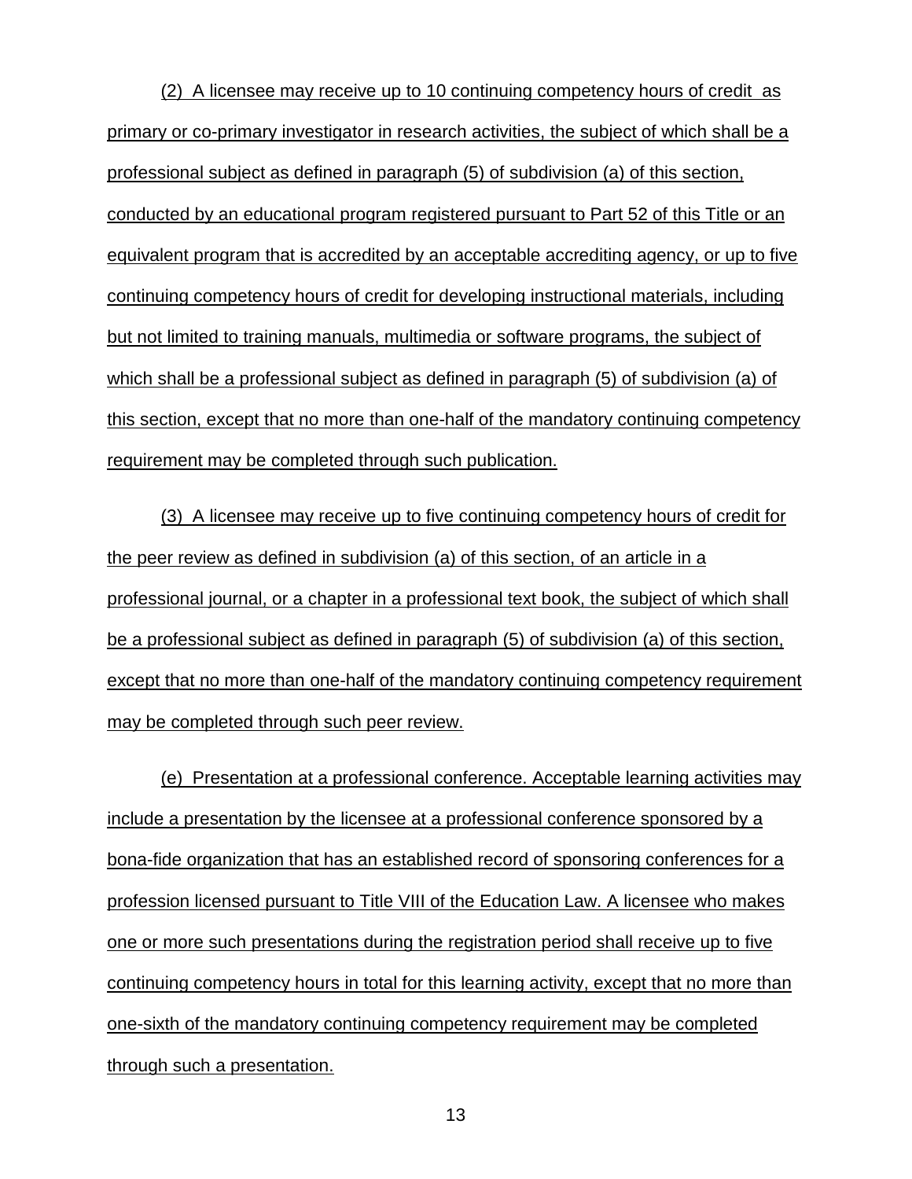(2) A licensee may receive up to 10 continuing competency hours of credit as primary or co-primary investigator in research activities, the subject of which shall be a professional subject as defined in paragraph (5) of subdivision (a) of this section, conducted by an educational program registered pursuant to Part 52 of this Title or an equivalent program that is accredited by an acceptable accrediting agency, or up to five continuing competency hours of credit for developing instructional materials, including but not limited to training manuals, multimedia or software programs, the subject of which shall be a professional subject as defined in paragraph (5) of subdivision (a) of this section, except that no more than one-half of the mandatory continuing competency requirement may be completed through such publication.

(3) A licensee may receive up to five continuing competency hours of credit for the peer review as defined in subdivision (a) of this section, of an article in a professional journal, or a chapter in a professional text book, the subject of which shall be a professional subject as defined in paragraph (5) of subdivision (a) of this section, except that no more than one-half of the mandatory continuing competency requirement may be completed through such peer review.

(e) Presentation at a professional conference. Acceptable learning activities may include a presentation by the licensee at a professional conference sponsored by a bona-fide organization that has an established record of sponsoring conferences for a profession licensed pursuant to Title VIII of the Education Law. A licensee who makes one or more such presentations during the registration period shall receive up to five continuing competency hours in total for this learning activity, except that no more than one-sixth of the mandatory continuing competency requirement may be completed through such a presentation.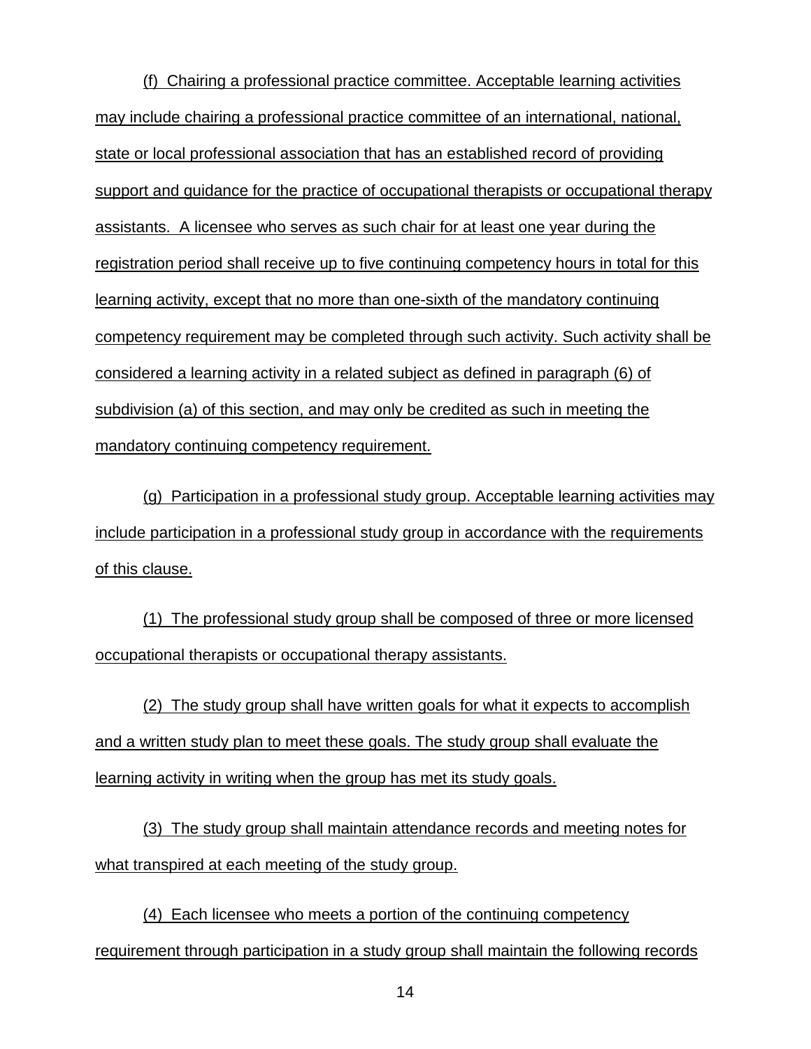(f) Chairing a professional practice committee. Acceptable learning activities may include chairing a professional practice committee of an international, national, state or local professional association that has an established record of providing support and guidance for the practice of occupational therapists or occupational therapy assistants. A licensee who serves as such chair for at least one year during the registration period shall receive up to five continuing competency hours in total for this learning activity, except that no more than one-sixth of the mandatory continuing competency requirement may be completed through such activity. Such activity shall be considered a learning activity in a related subject as defined in paragraph (6) of subdivision (a) of this section, and may only be credited as such in meeting the mandatory continuing competency requirement.

(g) Participation in a professional study group. Acceptable learning activities may include participation in a professional study group in accordance with the requirements of this clause.

(1) The professional study group shall be composed of three or more licensed occupational therapists or occupational therapy assistants.

(2) The study group shall have written goals for what it expects to accomplish and a written study plan to meet these goals. The study group shall evaluate the learning activity in writing when the group has met its study goals.

(3) The study group shall maintain attendance records and meeting notes for what transpired at each meeting of the study group.

(4) Each licensee who meets a portion of the continuing competency requirement through participation in a study group shall maintain the following records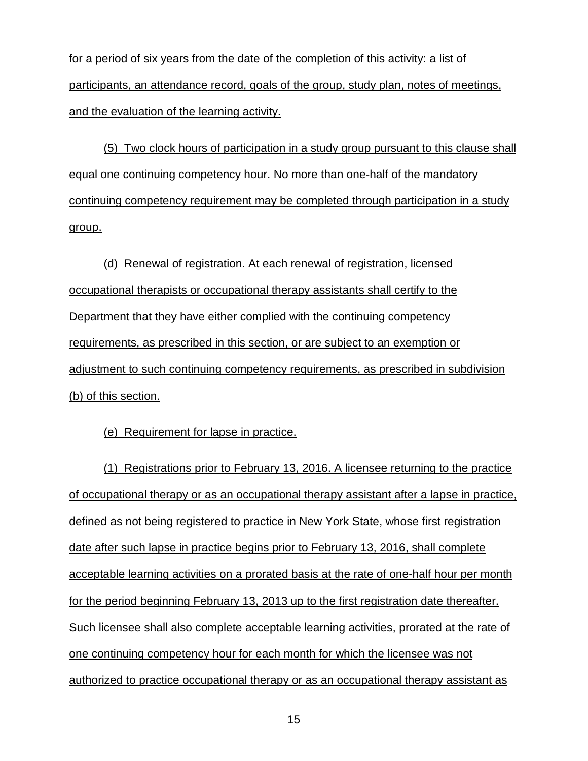for a period of six years from the date of the completion of this activity: a list of participants, an attendance record, goals of the group, study plan, notes of meetings, and the evaluation of the learning activity.

(5) Two clock hours of participation in a study group pursuant to this clause shall equal one continuing competency hour. No more than one-half of the mandatory continuing competency requirement may be completed through participation in a study group.

(d) Renewal of registration. At each renewal of registration, licensed occupational therapists or occupational therapy assistants shall certify to the Department that they have either complied with the continuing competency requirements, as prescribed in this section, or are subject to an exemption or adjustment to such continuing competency requirements, as prescribed in subdivision (b) of this section.

(e) Requirement for lapse in practice.

(1) Registrations prior to February 13, 2016. A licensee returning to the practice of occupational therapy or as an occupational therapy assistant after a lapse in practice, defined as not being registered to practice in New York State, whose first registration date after such lapse in practice begins prior to February 13, 2016, shall complete acceptable learning activities on a prorated basis at the rate of one-half hour per month for the period beginning February 13, 2013 up to the first registration date thereafter. Such licensee shall also complete acceptable learning activities, prorated at the rate of one continuing competency hour for each month for which the licensee was not authorized to practice occupational therapy or as an occupational therapy assistant as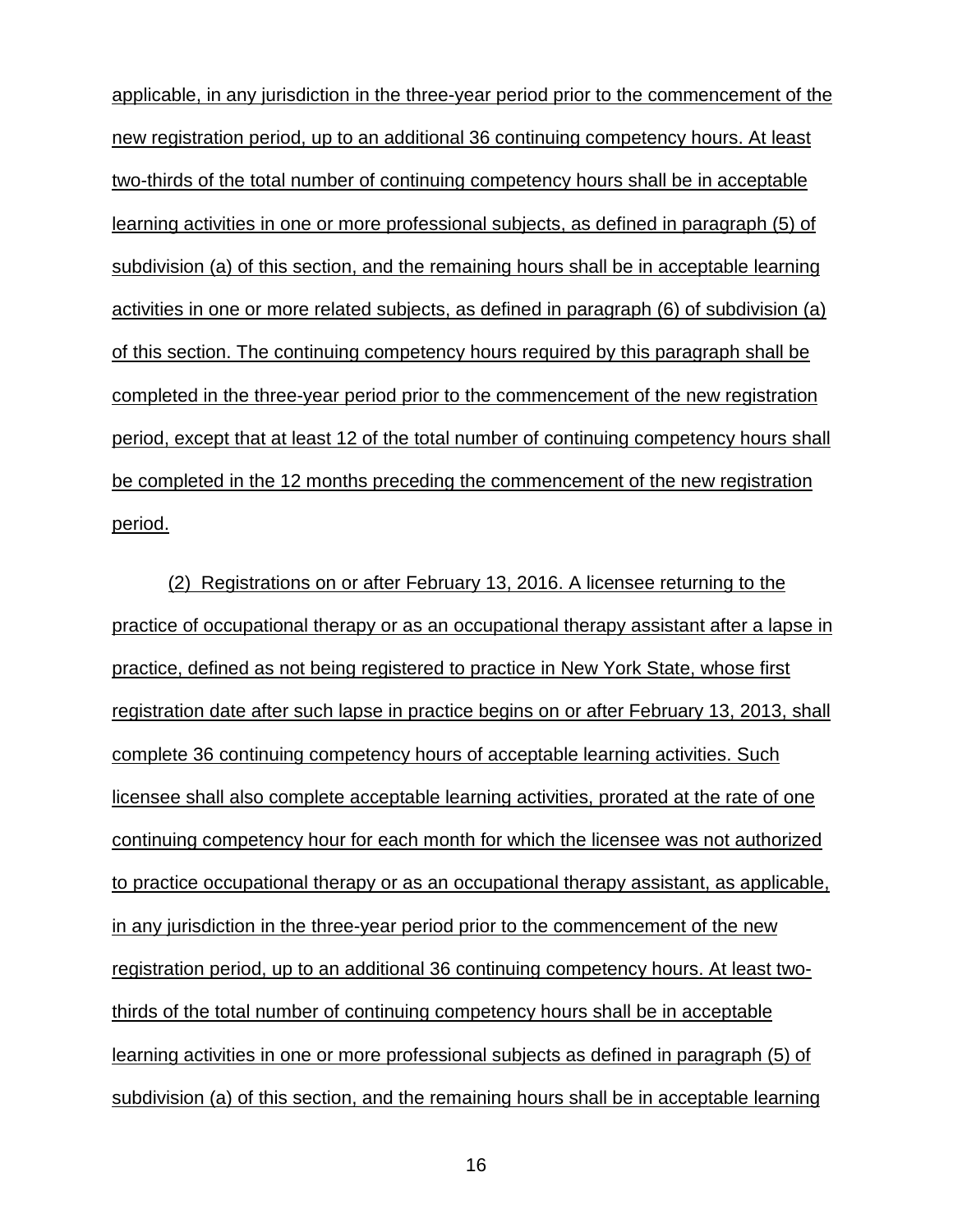applicable, in any jurisdiction in the three-year period prior to the commencement of the new registration period, up to an additional 36 continuing competency hours. At least two-thirds of the total number of continuing competency hours shall be in acceptable learning activities in one or more professional subjects, as defined in paragraph (5) of subdivision (a) of this section, and the remaining hours shall be in acceptable learning activities in one or more related subjects, as defined in paragraph (6) of subdivision (a) of this section. The continuing competency hours required by this paragraph shall be completed in the three-year period prior to the commencement of the new registration period, except that at least 12 of the total number of continuing competency hours shall be completed in the 12 months preceding the commencement of the new registration period.

(2) Registrations on or after February 13, 2016. A licensee returning to the practice of occupational therapy or as an occupational therapy assistant after a lapse in practice, defined as not being registered to practice in New York State, whose first registration date after such lapse in practice begins on or after February 13, 2013, shall complete 36 continuing competency hours of acceptable learning activities. Such licensee shall also complete acceptable learning activities, prorated at the rate of one continuing competency hour for each month for which the licensee was not authorized to practice occupational therapy or as an occupational therapy assistant, as applicable, in any jurisdiction in the three-year period prior to the commencement of the new registration period, up to an additional 36 continuing competency hours. At least two-thirds of the total number of continuing competency hours shall be in acceptable learning activities in one or more professional subjects as defined in paragraph (5) of subdivision (a) of this section, and the remaining hours shall be in acceptable learning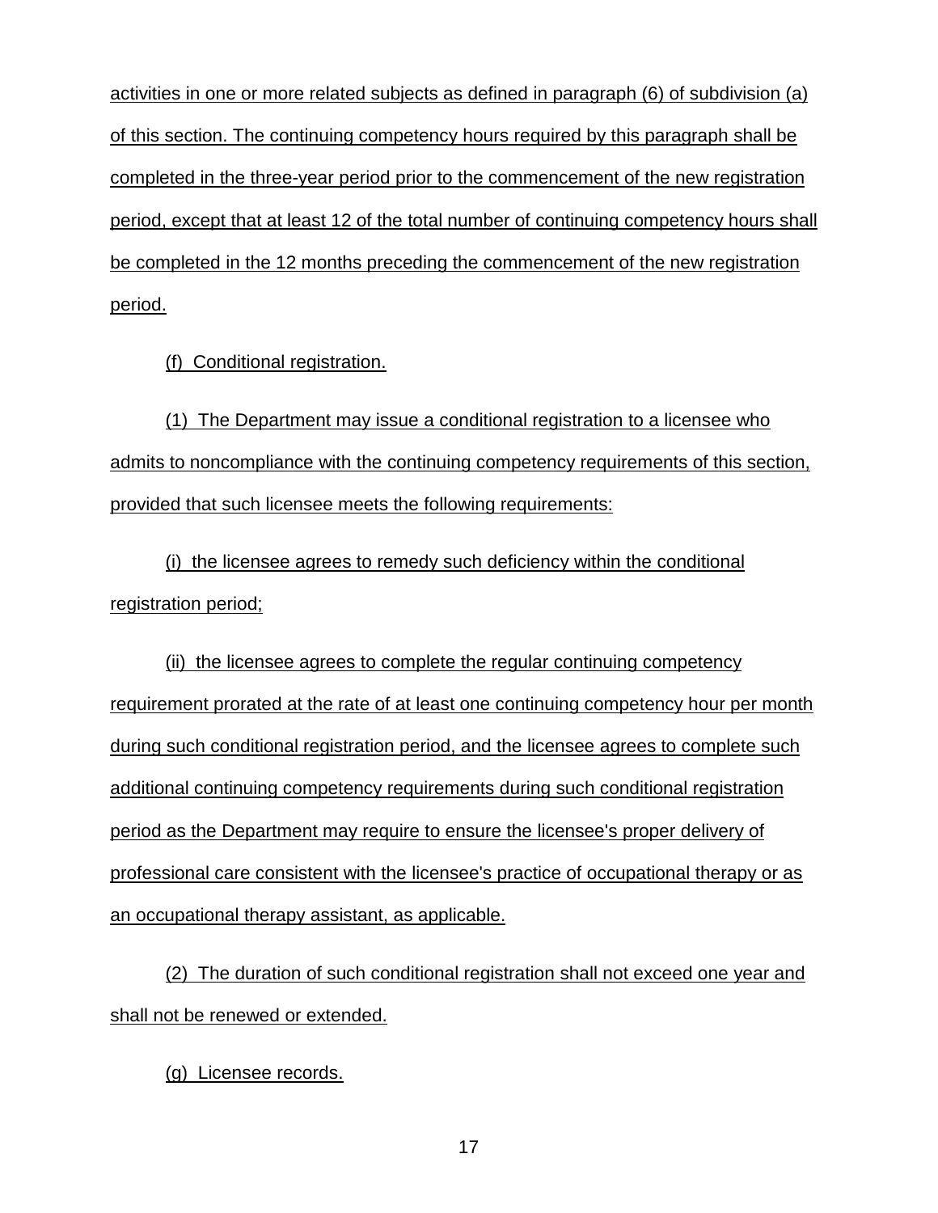activities in one or more related subjects as defined in paragraph (6) of subdivision (a) of this section. The continuing competency hours required by this paragraph shall be completed in the three-year period prior to the commencement of the new registration period, except that at least 12 of the total number of continuing competency hours shall be completed in the 12 months preceding the commencement of the new registration period.

(f) Conditional registration.

(1) The Department may issue a conditional registration to a licensee who admits to noncompliance with the continuing competency requirements of this section, provided that such licensee meets the following requirements:

(i) the licensee agrees to remedy such deficiency within the conditional registration period;

(ii) the licensee agrees to complete the regular continuing competency requirement prorated at the rate of at least one continuing competency hour per month during such conditional registration period, and the licensee agrees to complete such additional continuing competency requirements during such conditional registration period as the Department may require to ensure the licensee's proper delivery of professional care consistent with the licensee's practice of occupational therapy or as an occupational therapy assistant, as applicable.

(2) The duration of such conditional registration shall not exceed one year and shall not be renewed or extended.

(g) Licensee records.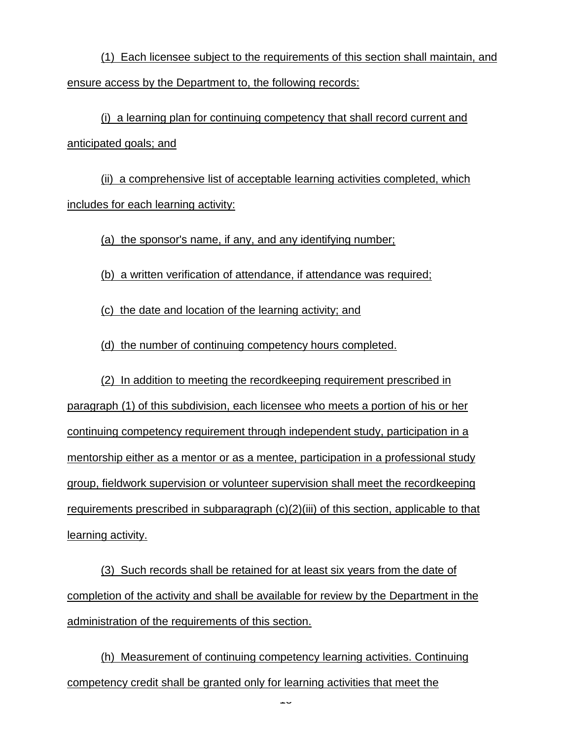(1) Each licensee subject to the requirements of this section shall maintain, and ensure access by the Department to, the following records:

(i) a learning plan for continuing competency that shall record current and anticipated goals; and

(ii) a comprehensive list of acceptable learning activities completed, which includes for each learning activity:

(a) the sponsor's name, if any, and any identifying number;

(b) a written verification of attendance, if attendance was required;

(c) the date and location of the learning activity; and

(d) the number of continuing competency hours completed.

(2) In addition to meeting the recordkeeping requirement prescribed in paragraph (1) of this subdivision, each licensee who meets a portion of his or her continuing competency requirement through independent study, participation in a mentorship either as a mentor or as a mentee, participation in a professional study group, fieldwork supervision or volunteer supervision shall meet the recordkeeping requirements prescribed in subparagraph (c)(2)(iii) of this section, applicable to that learning activity.

(3) Such records shall be retained for at least six years from the date of completion of the activity and shall be available for review by the Department in the administration of the requirements of this section.

(h) Measurement of continuing competency learning activities. Continuing competency credit shall be granted only for learning activities that meet the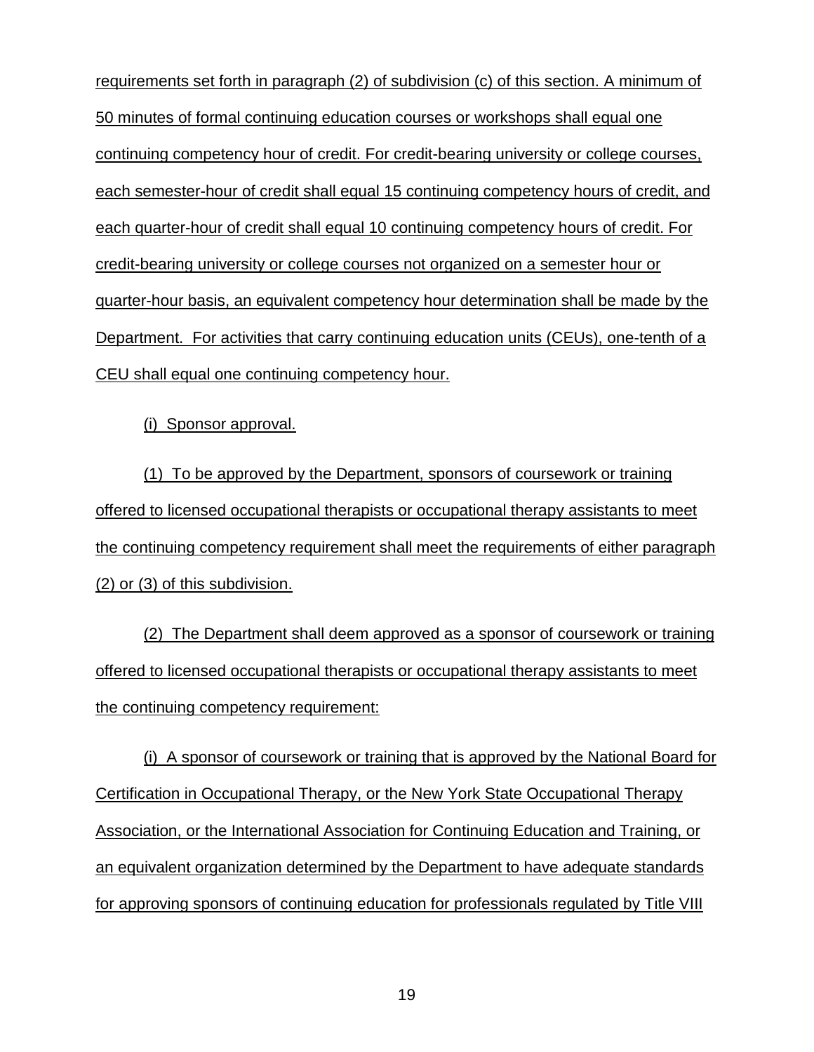requirements set forth in paragraph (2) of subdivision (c) of this section. A minimum of 50 minutes of formal continuing education courses or workshops shall equal one continuing competency hour of credit. For credit-bearing university or college courses, each semester-hour of credit shall equal 15 continuing competency hours of credit, and each quarter-hour of credit shall equal 10 continuing competency hours of credit. For credit-bearing university or college courses not organized on a semester hour or quarter-hour basis, an equivalent competency hour determination shall be made by the Department. For activities that carry continuing education units (CEUs), one-tenth of a CEU shall equal one continuing competency hour.

(i) Sponsor approval.

(1) To be approved by the Department, sponsors of coursework or training offered to licensed occupational therapists or occupational therapy assistants to meet the continuing competency requirement shall meet the requirements of either paragraph (2) or (3) of this subdivision.

(2) The Department shall deem approved as a sponsor of coursework or training offered to licensed occupational therapists or occupational therapy assistants to meet the continuing competency requirement:

(i) A sponsor of coursework or training that is approved by the National Board for Certification in Occupational Therapy, or the New York State Occupational Therapy Association, or the International Association for Continuing Education and Training, or an equivalent organization determined by the Department to have adequate standards for approving sponsors of continuing education for professionals regulated by Title VIII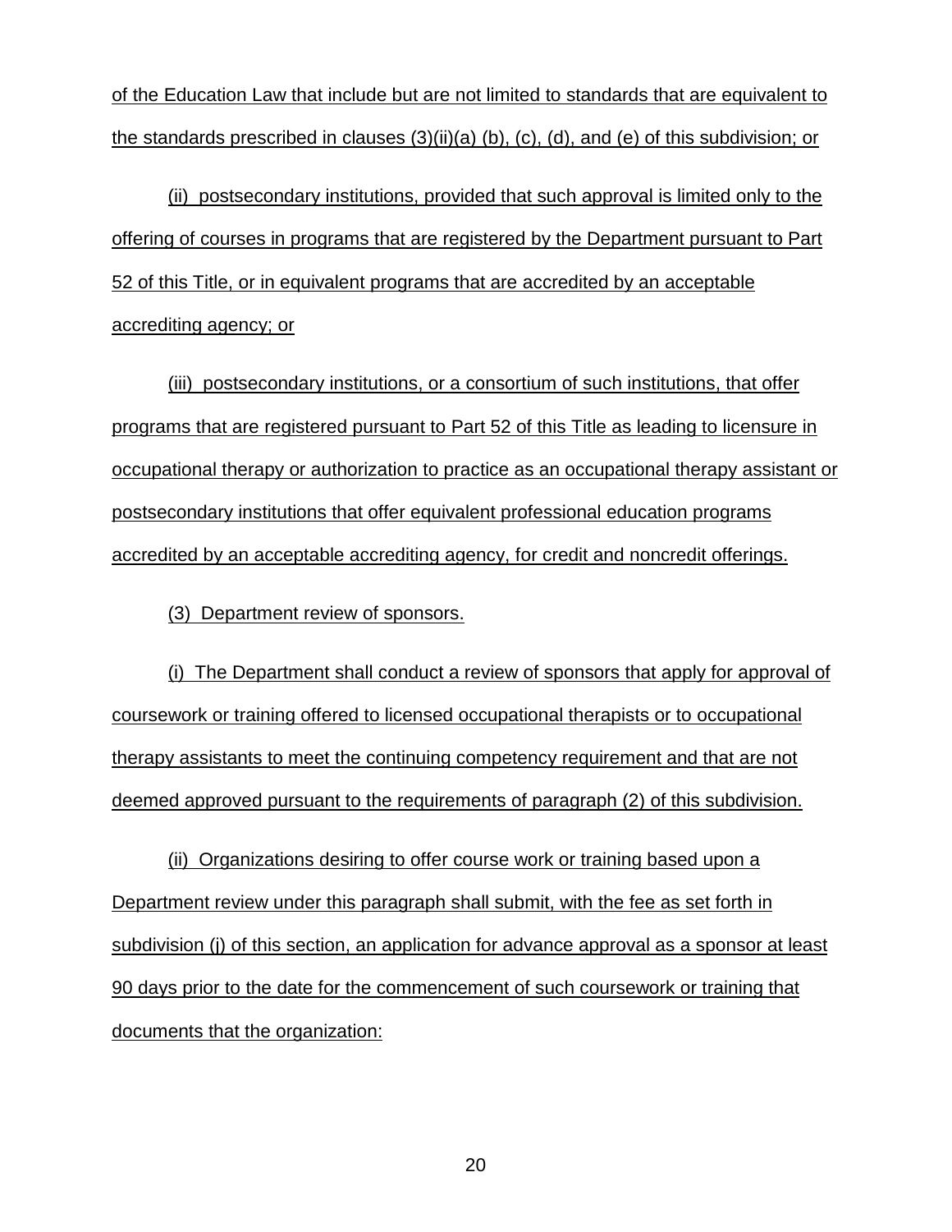of the Education Law that include but are not limited to standards that are equivalent to the standards prescribed in clauses (3)(ii)(a) (b), (c), (d), and (e) of this subdivision; or

(ii) postsecondary institutions, provided that such approval is limited only to the offering of courses in programs that are registered by the Department pursuant to Part 52 of this Title, or in equivalent programs that are accredited by an acceptable accrediting agency; or

(iii) postsecondary institutions, or a consortium of such institutions, that offer programs that are registered pursuant to Part 52 of this Title as leading to licensure in occupational therapy or authorization to practice as an occupational therapy assistant or postsecondary institutions that offer equivalent professional education programs accredited by an acceptable accrediting agency, for credit and noncredit offerings.

(3) Department review of sponsors.

(i) The Department shall conduct a review of sponsors that apply for approval of coursework or training offered to licensed occupational therapists or to occupational therapy assistants to meet the continuing competency requirement and that are not deemed approved pursuant to the requirements of paragraph (2) of this subdivision.

(ii) Organizations desiring to offer course work or training based upon a Department review under this paragraph shall submit, with the fee as set forth in subdivision (j) of this section, an application for advance approval as a sponsor at least 90 days prior to the date for the commencement of such coursework or training that documents that the organization: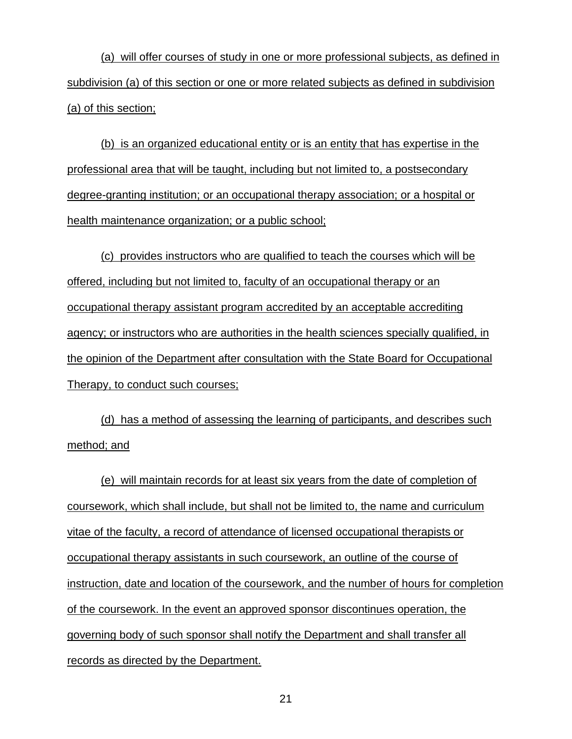(a) will offer courses of study in one or more professional subjects, as defined in subdivision (a) of this section or one or more related subjects as defined in subdivision (a) of this section;

(b) is an organized educational entity or is an entity that has expertise in the professional area that will be taught, including but not limited to, a postsecondary degree-granting institution; or an occupational therapy association; or a hospital or health maintenance organization; or a public school;

(c) provides instructors who are qualified to teach the courses which will be offered, including but not limited to, faculty of an occupational therapy or an occupational therapy assistant program accredited by an acceptable accrediting agency; or instructors who are authorities in the health sciences specially qualified, in the opinion of the Department after consultation with the State Board for Occupational Therapy, to conduct such courses;

(d) has a method of assessing the learning of participants, and describes such method; and

(e) will maintain records for at least six years from the date of completion of coursework, which shall include, but shall not be limited to, the name and curriculum vitae of the faculty, a record of attendance of licensed occupational therapists or occupational therapy assistants in such coursework, an outline of the course of instruction, date and location of the coursework, and the number of hours for completion of the coursework. In the event an approved sponsor discontinues operation, the governing body of such sponsor shall notify the Department and shall transfer all records as directed by the Department.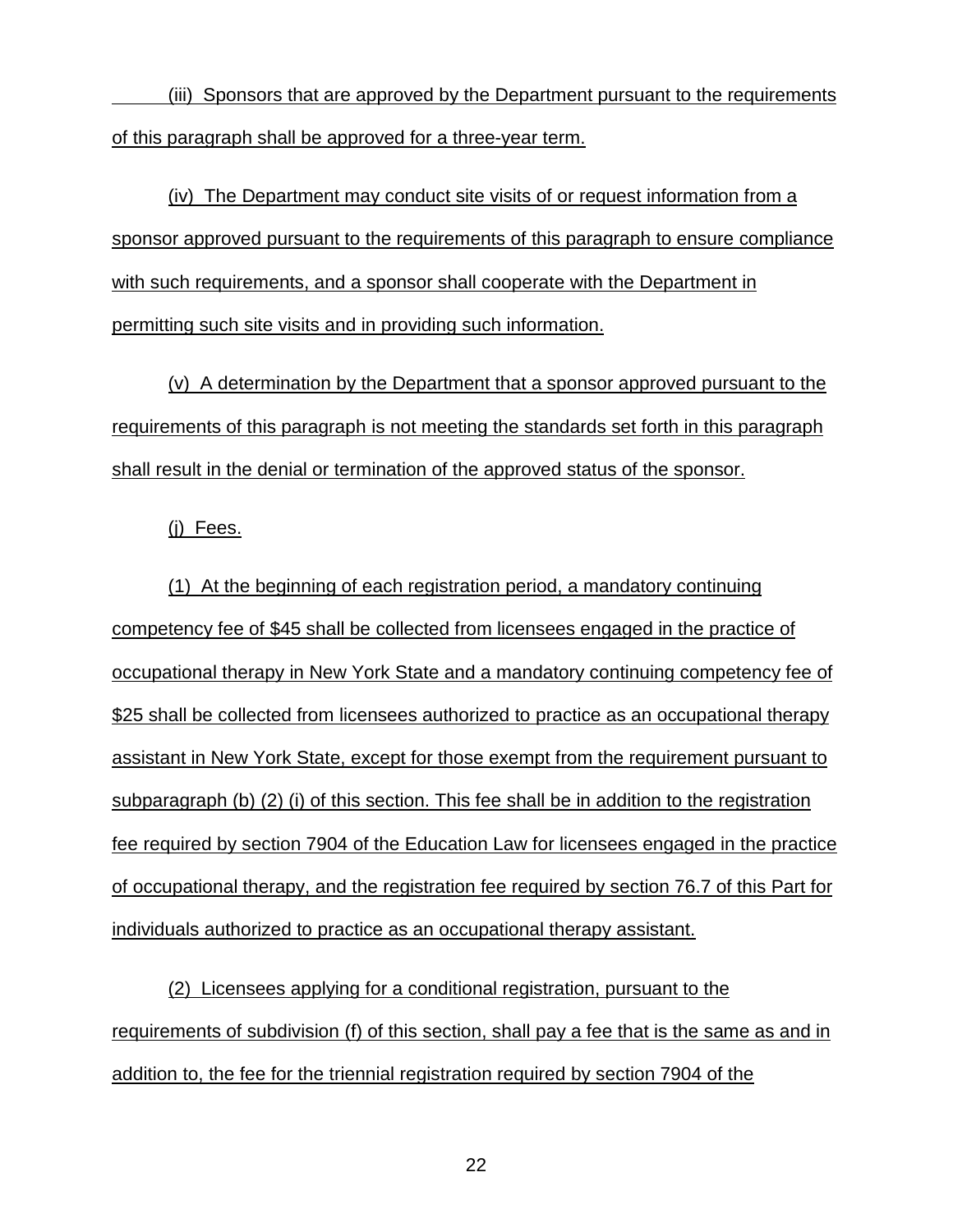(iii) Sponsors that are approved by the Department pursuant to the requirements of this paragraph shall be approved for a three-year term.

(iv) The Department may conduct site visits of or request information from a sponsor approved pursuant to the requirements of this paragraph to ensure compliance with such requirements, and a sponsor shall cooperate with the Department in permitting such site visits and in providing such information.

(v) A determination by the Department that a sponsor approved pursuant to the requirements of this paragraph is not meeting the standards set forth in this paragraph shall result in the denial or termination of the approved status of the sponsor.

(j) Fees.

(1) At the beginning of each registration period, a mandatory continuing competency fee of $45 shall be collected from licensees engaged in the practice of occupational therapy in New York State and a mandatory continuing competency fee of $25 shall be collected from licensees authorized to practice as an occupational therapy assistant in New York State, except for those exempt from the requirement pursuant to subparagraph (b) (2) (i) of this section. This fee shall be in addition to the registration fee required by section 7904 of the Education Law for licensees engaged in the practice of occupational therapy, and the registration fee required by section 76.7 of this Part for individuals authorized to practice as an occupational therapy assistant.

(2) Licensees applying for a conditional registration, pursuant to the requirements of subdivision (f) of this section, shall pay a fee that is the same as and in addition to, the fee for the triennial registration required by section 7904 of the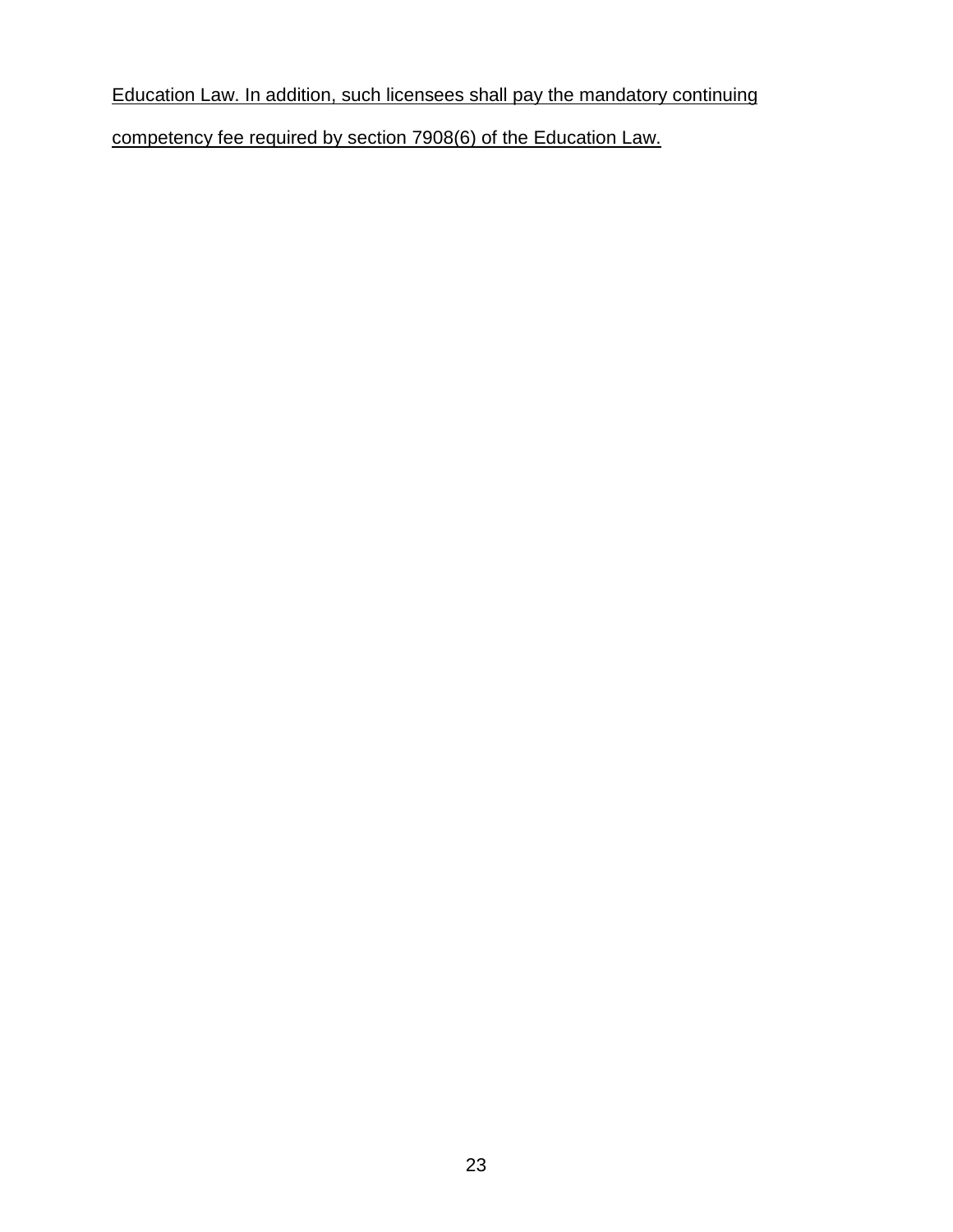Education Law. In addition, such licensees shall pay the mandatory continuing competency fee required by section 7908(6) of the Education Law.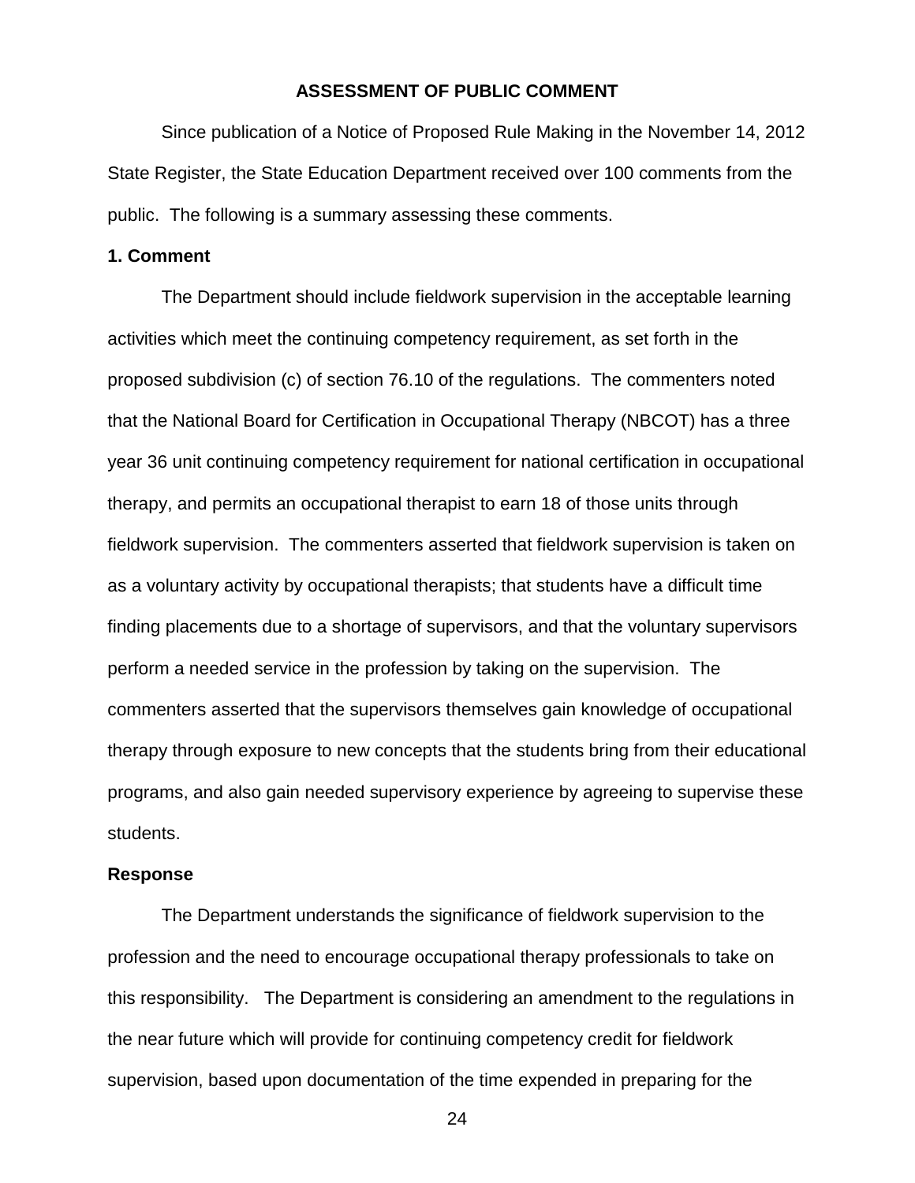**ASSESSMENT OF PUBLIC COMMENT**

Since publication of a Notice of Proposed Rule Making in the November 14, 2012 State Register, the State Education Department received over 100 comments from the public. The following is a summary assessing these comments.

**1. Comment**

The Department should include fieldwork supervision in the acceptable learning activities which meet the continuing competency requirement, as set forth in the proposed subdivision (c) of section 76.10 of the regulations. The commenters noted that the National Board for Certification in Occupational Therapy (NBCOT) has a three year 36 unit continuing competency requirement for national certification in occupational therapy, and permits an occupational therapist to earn 18 of those units through fieldwork supervision. The commenters asserted that fieldwork supervision is taken on as a voluntary activity by occupational therapists; that students have a difficult time finding placements due to a shortage of supervisors, and that the voluntary supervisors perform a needed service in the profession by taking on the supervision. The commenters asserted that the supervisors themselves gain knowledge of occupational therapy through exposure to new concepts that the students bring from their educational programs, and also gain needed supervisory experience by agreeing to supervise these students.

**Response**

The Department understands the significance of fieldwork supervision to the profession and the need to encourage occupational therapy professionals to take on this responsibility. The Department is considering an amendment to the regulations in the near future which will provide for continuing competency credit for fieldwork supervision, based upon documentation of the time expended in preparing for the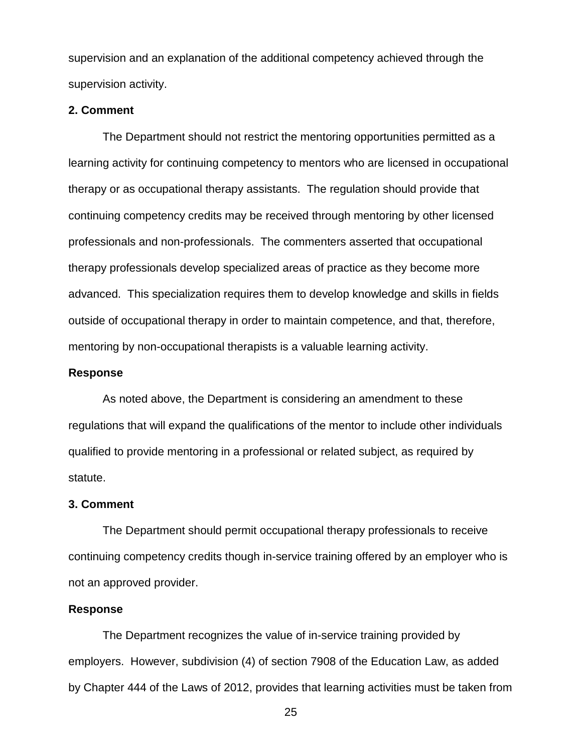supervision and an explanation of the additional competency achieved through the supervision activity.

**2. Comment**

The Department should not restrict the mentoring opportunities permitted as a learning activity for continuing competency to mentors who are licensed in occupational therapy or as occupational therapy assistants. The regulation should provide that continuing competency credits may be received through mentoring by other licensed professionals and non-professionals. The commenters asserted that occupational therapy professionals develop specialized areas of practice as they become more advanced. This specialization requires them to develop knowledge and skills in fields outside of occupational therapy in order to maintain competence, and that, therefore, mentoring by non-occupational therapists is a valuable learning activity.

**Response**

As noted above, the Department is considering an amendment to these regulations that will expand the qualifications of the mentor to include other individuals qualified to provide mentoring in a professional or related subject, as required by statute.

**3. Comment**

The Department should permit occupational therapy professionals to receive continuing competency credits though in-service training offered by an employer who is not an approved provider.

**Response**

The Department recognizes the value of in-service training provided by employers. However, subdivision (4) of section 7908 of the Education Law, as added by Chapter 444 of the Laws of 2012, provides that learning activities must be taken from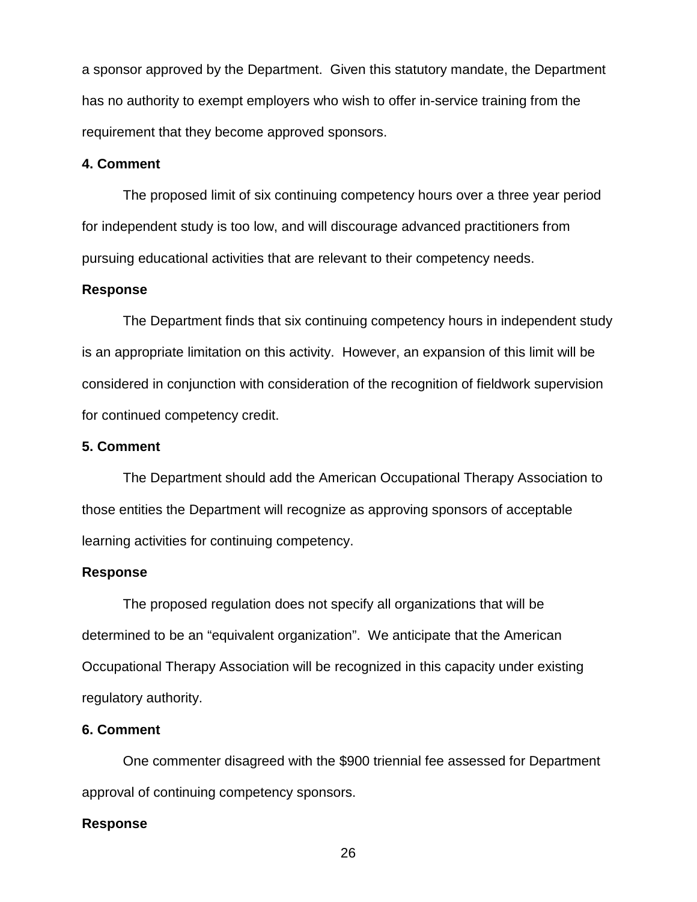a sponsor approved by the Department. Given this statutory mandate, the Department has no authority to exempt employers who wish to offer in-service training from the requirement that they become approved sponsors.

**4. Comment**

The proposed limit of six continuing competency hours over a three year period for independent study is too low, and will discourage advanced practitioners from pursuing educational activities that are relevant to their competency needs.

**Response**

The Department finds that six continuing competency hours in independent study is an appropriate limitation on this activity. However, an expansion of this limit will be considered in conjunction with consideration of the recognition of fieldwork supervision for continued competency credit.

**5. Comment**

The Department should add the American Occupational Therapy Association to those entities the Department will recognize as approving sponsors of acceptable learning activities for continuing competency.

**Response**

The proposed regulation does not specify all organizations that will be determined to be an "equivalent organization". We anticipate that the American Occupational Therapy Association will be recognized in this capacity under existing regulatory authority.

**6. Comment**

One commenter disagreed with the $900 triennial fee assessed for Department approval of continuing competency sponsors.

**Response**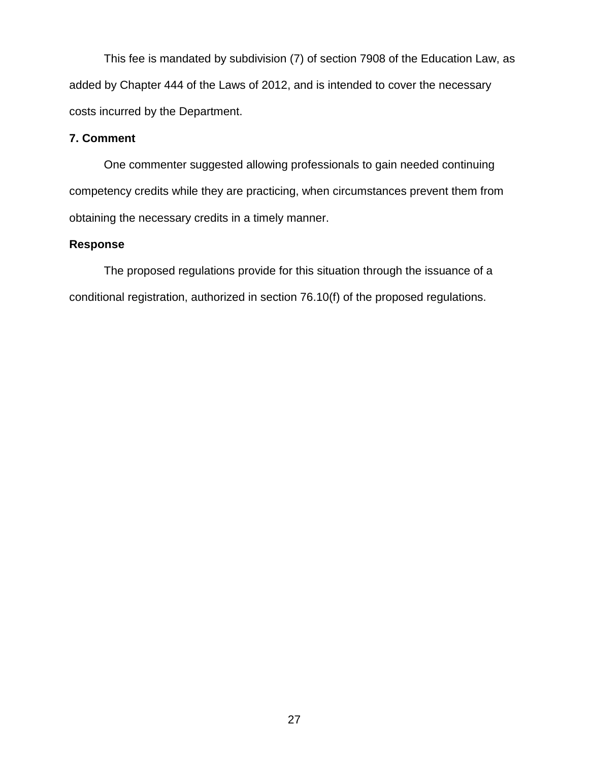This fee is mandated by subdivision (7) of section 7908 of the Education Law, as added by Chapter 444 of the Laws of 2012, and is intended to cover the necessary costs incurred by the Department.

**7. Comment**

One commenter suggested allowing professionals to gain needed continuing competency credits while they are practicing, when circumstances prevent them from obtaining the necessary credits in a timely manner.

**Response**

The proposed regulations provide for this situation through the issuance of a conditional registration, authorized in section 76.10(f) of the proposed regulations.